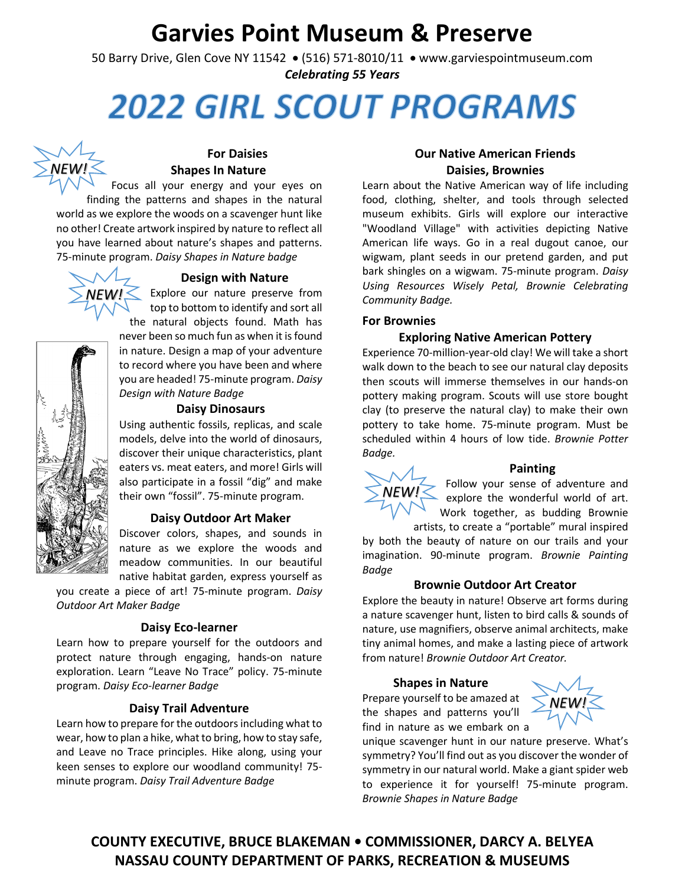# Garvies Point Museum & Preserve

50 Barry Drive, Glen Cove NY 11542 • (516) 571-8010/11 • www.garviespointmuseum.com

***Celebrating 55 Years***

# *2022 GIRL SCOUT PROGRAMS*

## For Daisies

### Shapes In Nature

NEW!

Focus all your energy and your eyes on finding the patterns and shapes in the natural world as we explore the woods on a scavenger hunt like no other! Create artwork inspired by nature to reflect all you have learned about nature's shapes and patterns. 75-minute program. *Daisy Shapes in Nature badge*

### Design with Nature

NEW!

Explore our nature preserve from top to bottom to identify and sort all the natural objects found. Math has never been so much fun as when it is found in nature. Design a map of your adventure to record where you have been and where you are headed! 75-minute program. *Daisy Design with Nature Badge*

### Daisy Dinosaurs

Using authentic fossils, replicas, and scale models, delve into the world of dinosaurs, discover their unique characteristics, plant eaters vs. meat eaters, and more! Girls will also participate in a fossil "dig" and make their own "fossil". 75-minute program.

### Daisy Outdoor Art Maker

Discover colors, shapes, and sounds in nature as we explore the woods and meadow communities. In our beautiful native habitat garden, express yourself as you create a piece of art! 75-minute program. *Daisy Outdoor Art Maker Badge*

### Daisy Eco-learner

Learn how to prepare yourself for the outdoors and protect nature through engaging, hands-on nature exploration. Learn "Leave No Trace" policy. 75-minute program. *Daisy Eco-learner Badge*

### Daisy Trail Adventure

Learn how to prepare for the outdoors including what to wear, how to plan a hike, what to bring, how to stay safe, and Leave no Trace principles. Hike along, using your keen senses to explore our woodland community! 75-minute program. *Daisy Trail Adventure Badge*

## Our Native American Friends

### Daisies, Brownies

Learn about the Native American way of life including food, clothing, shelter, and tools through selected museum exhibits. Girls will explore our interactive "Woodland Village" with activities depicting Native American life ways. Go in a real dugout canoe, our wigwam, plant seeds in our pretend garden, and put bark shingles on a wigwam. 75-minute program. *Daisy Using Resources Wisely Petal, Brownie Celebrating Community Badge.*

## For Brownies

### Exploring Native American Pottery

Experience 70-million-year-old clay! We will take a short walk down to the beach to see our natural clay deposits then scouts will immerse themselves in our hands-on pottery making program. Scouts will use store bought clay (to preserve the natural clay) to make their own pottery to take home. 75-minute program. Must be scheduled within 4 hours of low tide. *Brownie Potter Badge.*

### Painting

NEW!

Follow your sense of adventure and explore the wonderful world of art. Work together, as budding Brownie artists, to create a "portable" mural inspired by both the beauty of nature on our trails and your imagination. 90-minute program. *Brownie Painting Badge*

### Brownie Outdoor Art Creator

Explore the beauty in nature! Observe art forms during a nature scavenger hunt, listen to bird calls & sounds of nature, use magnifiers, observe animal architects, make tiny animal homes, and make a lasting piece of artwork from nature! *Brownie Outdoor Art Creator.*

### Shapes in Nature

NEW!

Prepare yourself to be amazed at the shapes and patterns you'll find in nature as we embark on a unique scavenger hunt in our nature preserve. What's symmetry? You'll find out as you discover the wonder of symmetry in our natural world. Make a giant spider web to experience it for yourself! 75-minute program. *Brownie Shapes in Nature Badge*

**COUNTY EXECUTIVE, BRUCE BLAKEMAN • COMMISSIONER, DARCY A. BELYEA**
**NASSAU COUNTY DEPARTMENT OF PARKS, RECREATION & MUSEUMS**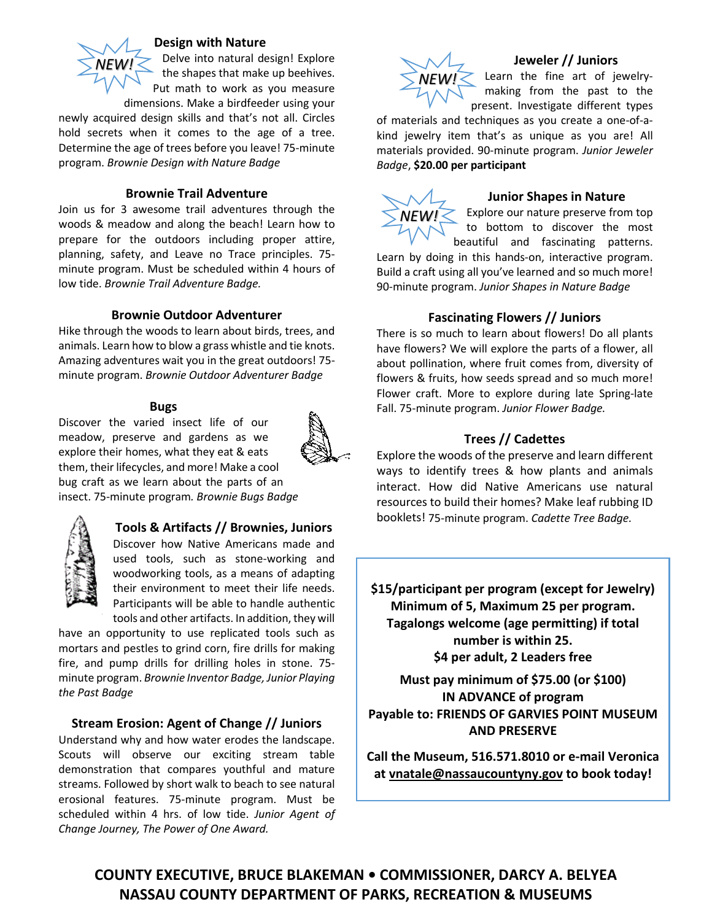NEW!

### Design with Nature

Delve into natural design! Explore the shapes that make up beehives. Put math to work as you measure dimensions. Make a birdfeeder using your newly acquired design skills and that's not all. Circles hold secrets when it comes to the age of a tree. Determine the age of trees before you leave! 75-minute program. *Brownie Design with Nature Badge*

### Brownie Trail Adventure

Join us for 3 awesome trail adventures through the woods & meadow and along the beach! Learn how to prepare for the outdoors including proper attire, planning, safety, and Leave no Trace principles. 75-minute program. Must be scheduled within 4 hours of low tide. *Brownie Trail Adventure Badge.*

### Brownie Outdoor Adventurer

Hike through the woods to learn about birds, trees, and animals. Learn how to blow a grass whistle and tie knots. Amazing adventures wait you in the great outdoors! 75-minute program. *Brownie Outdoor Adventurer Badge*

### Bugs

Discover the varied insect life of our meadow, preserve and gardens as we explore their homes, what they eat & eats them, their lifecycles, and more! Make a cool bug craft as we learn about the parts of an insect. 75-minute program. *Brownie Bugs Badge*

### Tools & Artifacts // Brownies, Juniors

Discover how Native Americans made and used tools, such as stone-working and woodworking tools, as a means of adapting their environment to meet their life needs. Participants will be able to handle authentic tools and other artifacts. In addition, they will have an opportunity to use replicated tools such as mortars and pestles to grind corn, fire drills for making fire, and pump drills for drilling holes in stone. 75-minute program. *Brownie Inventor Badge, Junior Playing the Past Badge*

### Stream Erosion: Agent of Change // Juniors

Understand why and how water erodes the landscape. Scouts will observe our exciting stream table demonstration that compares youthful and mature streams. Followed by short walk to beach to see natural erosional features. 75-minute program. Must be scheduled within 4 hrs. of low tide. *Junior Agent of Change Journey, The Power of One Award.*

NEW!

### Jeweler // Juniors

Learn the fine art of jewelry-making from the past to the present. Investigate different types of materials and techniques as you create a one-of-a-kind jewelry item that's as unique as you are! All materials provided. 90-minute program. *Junior Jeweler Badge*, **$20.00 per participant**

NEW!

### Junior Shapes in Nature

Explore our nature preserve from top to bottom to discover the most beautiful and fascinating patterns. Learn by doing in this hands-on, interactive program. Build a craft using all you've learned and so much more! 90-minute program. *Junior Shapes in Nature Badge*

### Fascinating Flowers // Juniors

There is so much to learn about flowers! Do all plants have flowers? We will explore the parts of a flower, all about pollination, where fruit comes from, diversity of flowers & fruits, how seeds spread and so much more! Flower craft. More to explore during late Spring-late Fall. 75-minute program. *Junior Flower Badge.*

### Trees // Cadettes

Explore the woods of the preserve and learn different ways to identify trees & how plants and animals interact. How did Native Americans use natural resources to build their homes? Make leaf rubbing ID booklets! 75-minute program. *Cadette Tree Badge.*

**$15/participant per program (except for Jewelry)**
**Minimum of 5, Maximum 25 per program.**
**Tagalongs welcome (age permitting) if total number is within 25.**
**$4 per adult, 2 Leaders free**

**Must pay minimum of $75.00 (or $100) IN ADVANCE of program**
**Payable to: FRIENDS OF GARVIES POINT MUSEUM AND PRESERVE**

**Call the Museum, 516.571.8010 or e-mail Veronica at vnatale@nassaucountyny.gov to book today!**

**COUNTY EXECUTIVE, BRUCE BLAKEMAN • COMMISSIONER, DARCY A. BELYEA**
**NASSAU COUNTY DEPARTMENT OF PARKS, RECREATION & MUSEUMS**